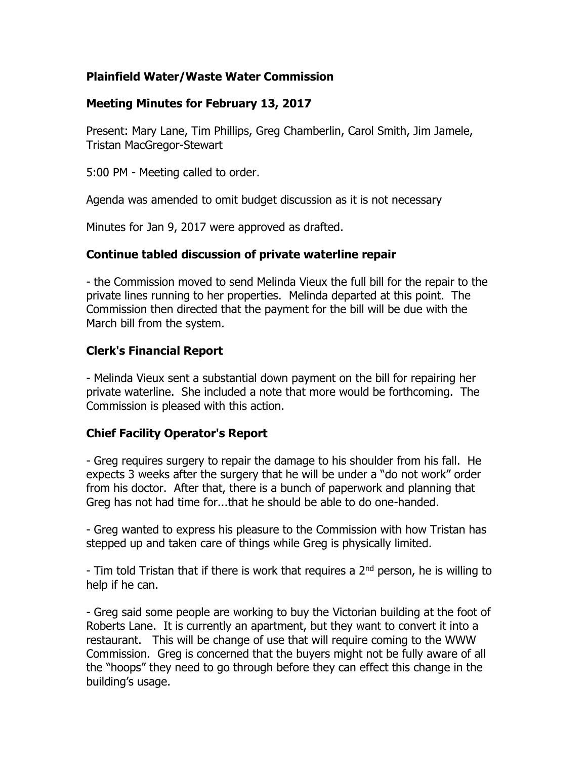# Plainfield Water/Waste Water Commission

## Meeting Minutes for February 13, 2017

Present: Mary Lane, Tim Phillips, Greg Chamberlin, Carol Smith, Jim Jamele, Tristan MacGregor-Stewart

5:00 PM - Meeting called to order.

Agenda was amended to omit budget discussion as it is not necessary

Minutes for Jan 9, 2017 were approved as drafted.

### Continue tabled discussion of private waterline repair

- the Commission moved to send Melinda Vieux the full bill for the repair to the private lines running to her properties. Melinda departed at this point. The Commission then directed that the payment for the bill will be due with the March bill from the system.

### Clerk's Financial Report

- Melinda Vieux sent a substantial down payment on the bill for repairing her private waterline. She included a note that more would be forthcoming. The Commission is pleased with this action.

### Chief Facility Operator's Report

- Greg requires surgery to repair the damage to his shoulder from his fall. He expects 3 weeks after the surgery that he will be under a "do not work" order from his doctor. After that, there is a bunch of paperwork and planning that Greg has not had time for...that he should be able to do one-handed.

- Greg wanted to express his pleasure to the Commission with how Tristan has stepped up and taken care of things while Greg is physically limited.

- Tim told Tristan that if there is work that requires a 2nd person, he is willing to help if he can.

- Greg said some people are working to buy the Victorian building at the foot of Roberts Lane. It is currently an apartment, but they want to convert it into a restaurant. This will be change of use that will require coming to the WWW Commission. Greg is concerned that the buyers might not be fully aware of all the "hoops" they need to go through before they can effect this change in the building's usage.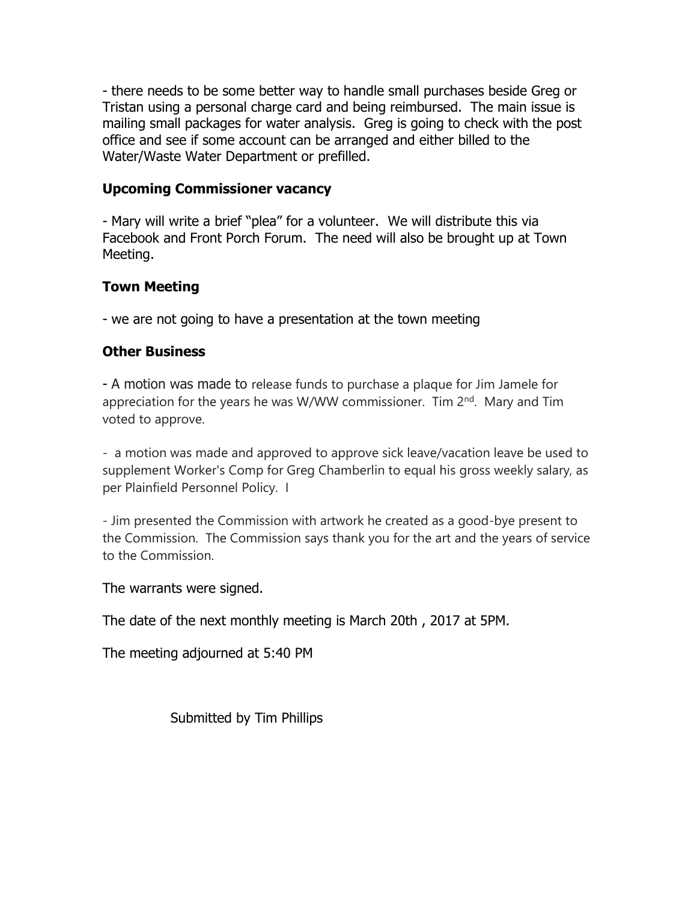- there needs to be some better way to handle small purchases beside Greg or Tristan using a personal charge card and being reimbursed. The main issue is mailing small packages for water analysis. Greg is going to check with the post office and see if some account can be arranged and either billed to the Water/Waste Water Department or prefilled.

### Upcoming Commissioner vacancy

- Mary will write a brief "plea" for a volunteer. We will distribute this via Facebook and Front Porch Forum. The need will also be brought up at Town Meeting.

### Town Meeting

- we are not going to have a presentation at the town meeting

### Other Business

- A motion was made to release funds to purchase a plaque for Jim Jamele for appreciation for the years he was W/WW commissioner. Tim 2nd. Mary and Tim voted to approve.

- a motion was made and approved to approve sick leave/vacation leave be used to supplement Worker's Comp for Greg Chamberlin to equal his gross weekly salary, as per Plainfield Personnel Policy. I

- Jim presented the Commission with artwork he created as a good-bye present to the Commission. The Commission says thank you for the art and the years of service to the Commission.

The warrants were signed.

The date of the next monthly meeting is March 20th , 2017 at 5PM.

The meeting adjourned at 5:40 PM

Submitted by Tim Phillips